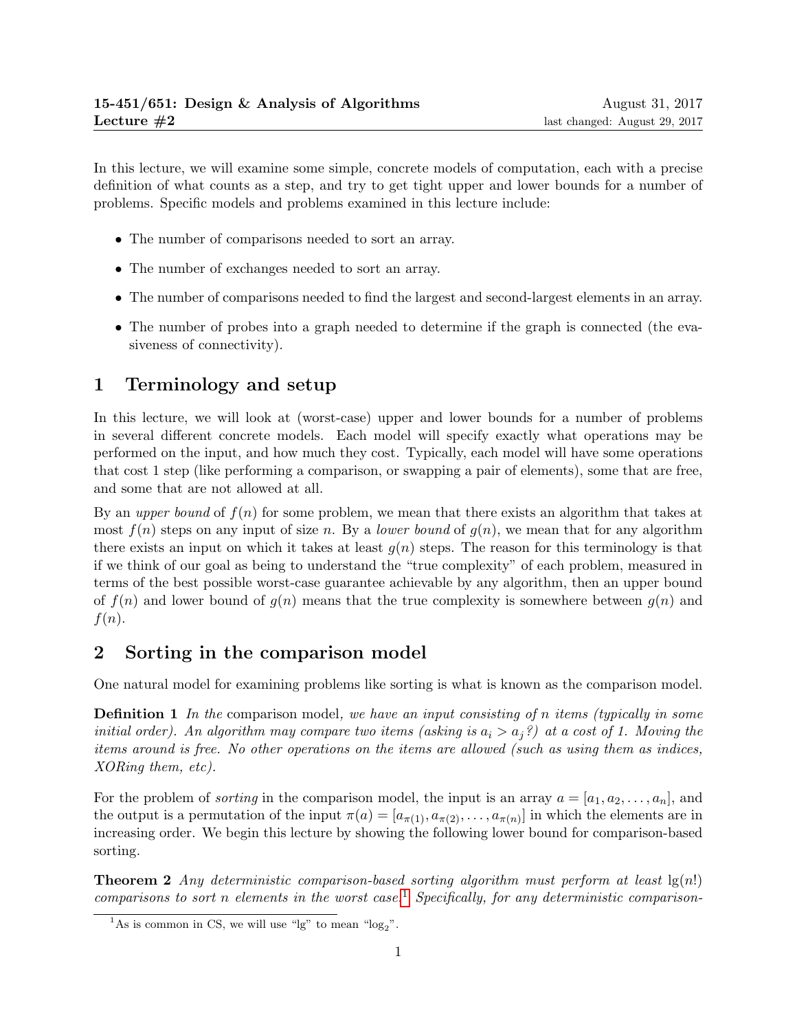**15-451/651: Design & Analysis of Algorithms** August 31, 2017
**Lecture #2** last changed: August 29, 2017

In this lecture, we will examine some simple, concrete models of computation, each with a precise definition of what counts as a step, and try to get tight upper and lower bounds for a number of problems. Specific models and problems examined in this lecture include:

- The number of comparisons needed to sort an array.
- The number of exchanges needed to sort an array.
- The number of comparisons needed to find the largest and second-largest elements in an array.
- The number of probes into a graph needed to determine if the graph is connected (the evasiveness of connectivity).

## 1 Terminology and setup

In this lecture, we will look at (worst-case) upper and lower bounds for a number of problems in several different concrete models. Each model will specify exactly what operations may be performed on the input, and how much they cost. Typically, each model will have some operations that cost 1 step (like performing a comparison, or swapping a pair of elements), some that are free, and some that are not allowed at all.

By an *upper bound* of $f(n)$ for some problem, we mean that there exists an algorithm that takes at most $f(n)$ steps on any input of size $n$. By a *lower bound* of $g(n)$, we mean that for any algorithm there exists an input on which it takes at least $g(n)$ steps. The reason for this terminology is that if we think of our goal as being to understand the "true complexity" of each problem, measured in terms of the best possible worst-case guarantee achievable by any algorithm, then an upper bound of $f(n)$ and lower bound of $g(n)$ means that the true complexity is somewhere between $g(n)$ and $f(n)$.

## 2 Sorting in the comparison model

One natural model for examining problems like sorting is what is known as the comparison model.

**Definition 1** *In the* comparison model*, we have an input consisting of $n$ items (typically in some initial order). An algorithm may compare two items (asking is $a_i > a_j$?) at a cost of 1. Moving the items around is free. No other operations on the items are allowed (such as using them as indices, XORing them, etc).*

For the problem of *sorting* in the comparison model, the input is an array $a = [a_1, a_2, \ldots, a_n]$, and the output is a permutation of the input $\pi(a) = [a_{\pi(1)}, a_{\pi(2)}, \ldots, a_{\pi(n)}]$ in which the elements are in increasing order. We begin this lecture by showing the following lower bound for comparison-based sorting.

**Theorem 2** *Any deterministic comparison-based sorting algorithm must perform at least $\lg(n!)$ comparisons to sort $n$ elements in the worst case.*[1] *Specifically, for any deterministic comparison-*

[1] As is common in CS, we will use "lg" to mean "$\log_2$".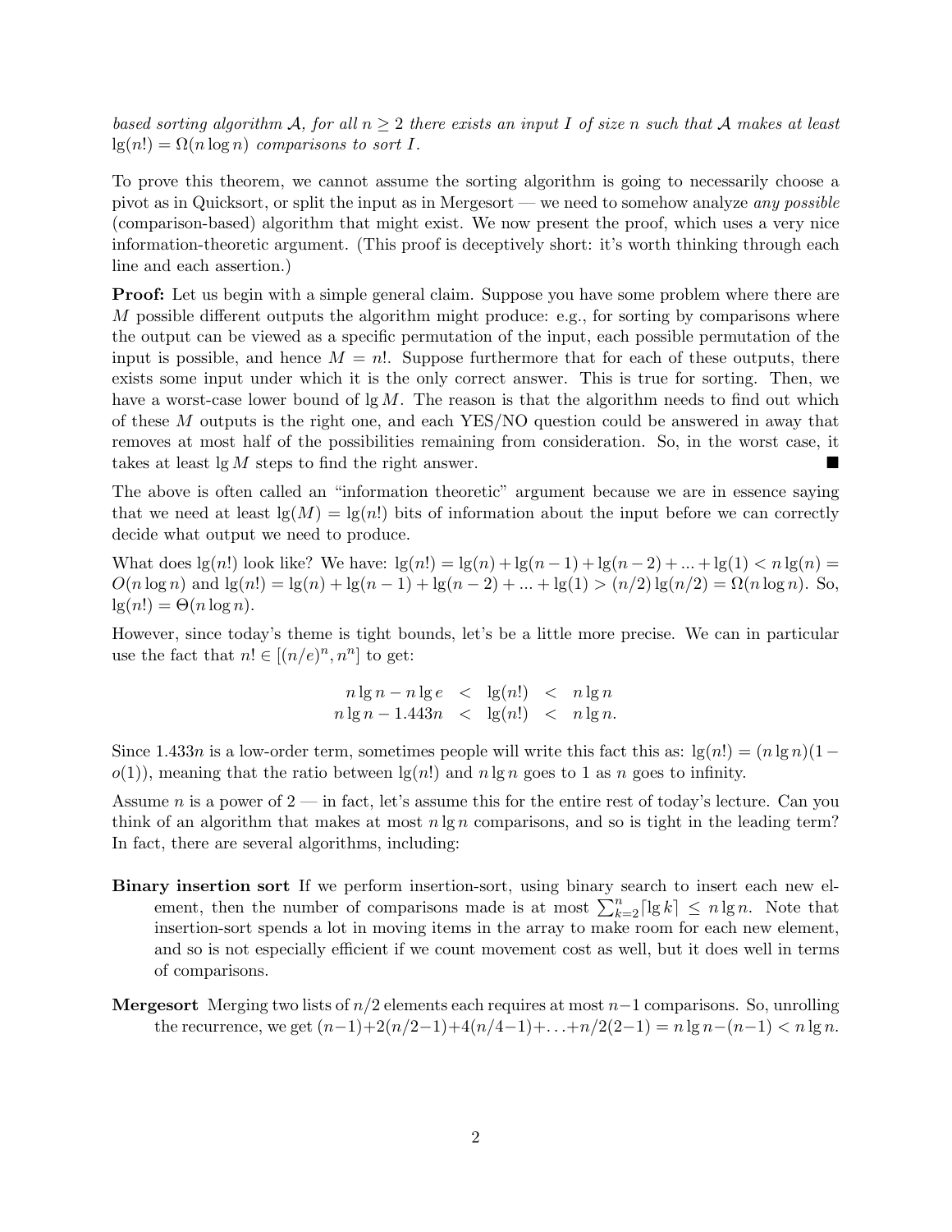*based sorting algorithm $\mathcal{A}$, for all $n \geq 2$ there exists an input $I$ of size $n$ such that $\mathcal{A}$ makes at least $\lg(n!) = \Omega(n \log n)$ comparisons to sort $I$.*

To prove this theorem, we cannot assume the sorting algorithm is going to necessarily choose a pivot as in Quicksort, or split the input as in Mergesort — we need to somehow analyze *any possible* (comparison-based) algorithm that might exist. We now present the proof, which uses a very nice information-theoretic argument. (This proof is deceptively short: it's worth thinking through each line and each assertion.)

**Proof:** Let us begin with a simple general claim. Suppose you have some problem where there are $M$ possible different outputs the algorithm might produce: e.g., for sorting by comparisons where the output can be viewed as a specific permutation of the input, each possible permutation of the input is possible, and hence $M = n!$. Suppose furthermore that for each of these outputs, there exists some input under which it is the only correct answer. This is true for sorting. Then, we have a worst-case lower bound of $\lg M$. The reason is that the algorithm needs to find out which of these $M$ outputs is the right one, and each YES/NO question could be answered in away that removes at most half of the possibilities remaining from consideration. So, in the worst case, it takes at least $\lg M$ steps to find the right answer. ■

The above is often called an "information theoretic" argument because we are in essence saying that we need at least $\lg(M) = \lg(n!)$ bits of information about the input before we can correctly decide what output we need to produce.

What does $\lg(n!)$ look like? We have: $\lg(n!) = \lg(n) + \lg(n-1) + \lg(n-2) + ... + \lg(1) < n\lg(n) = O(n \log n)$ and $\lg(n!) = \lg(n) + \lg(n-1) + \lg(n-2) + ... + \lg(1) > (n/2)\lg(n/2) = \Omega(n \log n)$. So, $\lg(n!) = \Theta(n \log n)$.

However, since today's theme is tight bounds, let's be a little more precise. We can in particular use the fact that $n! \in [(n/e)^n, n^n]$ to get:

$$
\begin{aligned}
n \lg n - n \lg e \quad &< \quad \lg(n!) \quad < \quad n \lg n \\
n \lg n - 1.443n \quad &< \quad \lg(n!) \quad < \quad n \lg n.
\end{aligned}
$$

Since $1.433n$ is a low-order term, sometimes people will write this fact this as: $\lg(n!) = (n \lg n)(1 - o(1))$, meaning that the ratio between $\lg(n!)$ and $n \lg n$ goes to 1 as $n$ goes to infinity.

Assume $n$ is a power of 2 — in fact, let's assume this for the entire rest of today's lecture. Can you think of an algorithm that makes at most $n \lg n$ comparisons, and so is tight in the leading term? In fact, there are several algorithms, including:

**Binary insertion sort** If we perform insertion-sort, using binary search to insert each new element, then the number of comparisons made is at most $\sum_{k=2}^{n} \lceil \lg k \rceil \leq n \lg n$. Note that insertion-sort spends a lot in moving items in the array to make room for each new element, and so is not especially efficient if we count movement cost as well, but it does well in terms of comparisons.

**Mergesort** Merging two lists of $n/2$ elements each requires at most $n-1$ comparisons. So, unrolling the recurrence, we get $(n-1) + 2(n/2-1) + 4(n/4-1) + \ldots + n/2(2-1) = n \lg n - (n-1) < n \lg n$.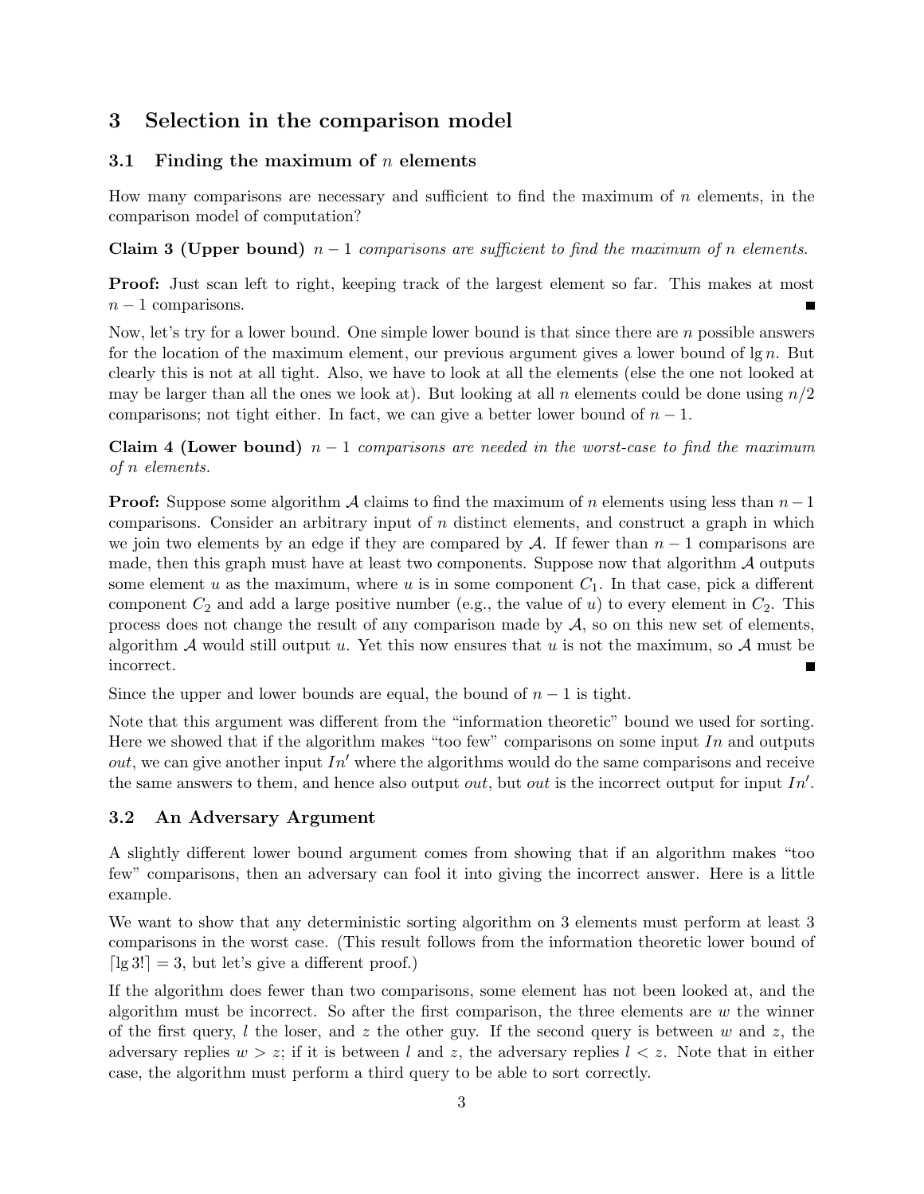# 3 Selection in the comparison model

## 3.1 Finding the maximum of $n$ elements

How many comparisons are necessary and sufficient to find the maximum of $n$ elements, in the comparison model of computation?

**Claim 3 (Upper bound)** *$n-1$ comparisons are sufficient to find the maximum of $n$ elements.*

**Proof:** Just scan left to right, keeping track of the largest element so far. This makes at most $n-1$ comparisons. ■

Now, let's try for a lower bound. One simple lower bound is that since there are $n$ possible answers for the location of the maximum element, our previous argument gives a lower bound of $\lg n$. But clearly this is not at all tight. Also, we have to look at all the elements (else the one not looked at may be larger than all the ones we look at). But looking at all $n$ elements could be done using $n/2$ comparisons; not tight either. In fact, we can give a better lower bound of $n-1$.

**Claim 4 (Lower bound)** *$n-1$ comparisons are needed in the worst-case to find the maximum of $n$ elements.*

**Proof:** Suppose some algorithm $\mathcal{A}$ claims to find the maximum of $n$ elements using less than $n-1$ comparisons. Consider an arbitrary input of $n$ distinct elements, and construct a graph in which we join two elements by an edge if they are compared by $\mathcal{A}$. If fewer than $n-1$ comparisons are made, then this graph must have at least two components. Suppose now that algorithm $\mathcal{A}$ outputs some element $u$ as the maximum, where $u$ is in some component $C_1$. In that case, pick a different component $C_2$ and add a large positive number (e.g., the value of $u$) to every element in $C_2$. This process does not change the result of any comparison made by $\mathcal{A}$, so on this new set of elements, algorithm $\mathcal{A}$ would still output $u$. Yet this now ensures that $u$ is not the maximum, so $\mathcal{A}$ must be incorrect. ■

Since the upper and lower bounds are equal, the bound of $n-1$ is tight.

Note that this argument was different from the "information theoretic" bound we used for sorting. Here we showed that if the algorithm makes "too few" comparisons on some input $In$ and outputs $out$, we can give another input $In'$ where the algorithms would do the same comparisons and receive the same answers to them, and hence also output $out$, but $out$ is the incorrect output for input $In'$.

## 3.2 An Adversary Argument

A slightly different lower bound argument comes from showing that if an algorithm makes "too few" comparisons, then an adversary can fool it into giving the incorrect answer. Here is a little example.

We want to show that any deterministic sorting algorithm on 3 elements must perform at least 3 comparisons in the worst case. (This result follows from the information theoretic lower bound of $\lceil \lg 3! \rceil = 3$, but let's give a different proof.)

If the algorithm does fewer than two comparisons, some element has not been looked at, and the algorithm must be incorrect. So after the first comparison, the three elements are $w$ the winner of the first query, $l$ the loser, and $z$ the other guy. If the second query is between $w$ and $z$, the adversary replies $w > z$; if it is between $l$ and $z$, the adversary replies $l < z$. Note that in either case, the algorithm must perform a third query to be able to sort correctly.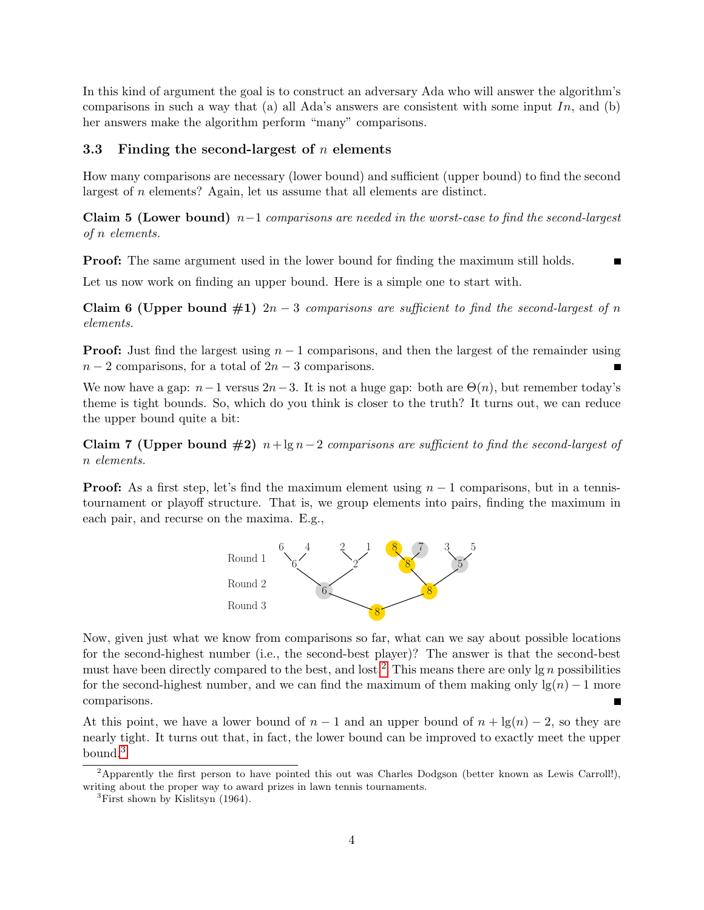In this kind of argument the goal is to construct an adversary Ada who will answer the algorithm's comparisons in such a way that (a) all Ada's answers are consistent with some input $In$, and (b) her answers make the algorithm perform "many" comparisons.

### 3.3 Finding the second-largest of $n$ elements

How many comparisons are necessary (lower bound) and sufficient (upper bound) to find the second largest of $n$ elements? Again, let us assume that all elements are distinct.

**Claim 5 (Lower bound)** *$n-1$ comparisons are needed in the worst-case to find the second-largest of $n$ elements.*

**Proof:** The same argument used in the lower bound for finding the maximum still holds. ∎

Let us now work on finding an upper bound. Here is a simple one to start with.

**Claim 6 (Upper bound #1)** *$2n-3$ comparisons are sufficient to find the second-largest of $n$ elements.*

**Proof:** Just find the largest using $n-1$ comparisons, and then the largest of the remainder using $n-2$ comparisons, for a total of $2n-3$ comparisons. ∎

We now have a gap: $n-1$ versus $2n-3$. It is not a huge gap: both are $\Theta(n)$, but remember today's theme is tight bounds. So, which do you think is closer to the truth? It turns out, we can reduce the upper bound quite a bit:

**Claim 7 (Upper bound #2)** *$n+\lg n-2$ comparisons are sufficient to find the second-largest of $n$ elements.*

**Proof:** As a first step, let's find the maximum element using $n-1$ comparisons, but in a tennis-tournament or playoff structure. That is, we group elements into pairs, finding the maximum in each pair, and recurse on the maxima. E.g.,

```
Round 1   6   4     2   1     8   7     3   5
            6         2         8         5
Round 2          6                   8
Round 3                    8
```

Now, given just what we know from comparisons so far, what can we say about possible locations for the second-highest number (i.e., the second-best player)? The answer is that the second-best must have been directly compared to the best, and lost.[2] This means there are only $\lg n$ possibilities for the second-highest number, and we can find the maximum of them making only $\lg(n)-1$ more comparisons. ∎

At this point, we have a lower bound of $n-1$ and an upper bound of $n+\lg(n)-2$, so they are nearly tight. It turns out that, in fact, the lower bound can be improved to exactly meet the upper bound.[3]

[2] Apparently the first person to have pointed this out was Charles Dodgson (better known as Lewis Carroll!), writing about the proper way to award prizes in lawn tennis tournaments.

[3] First shown by Kislitsyn (1964).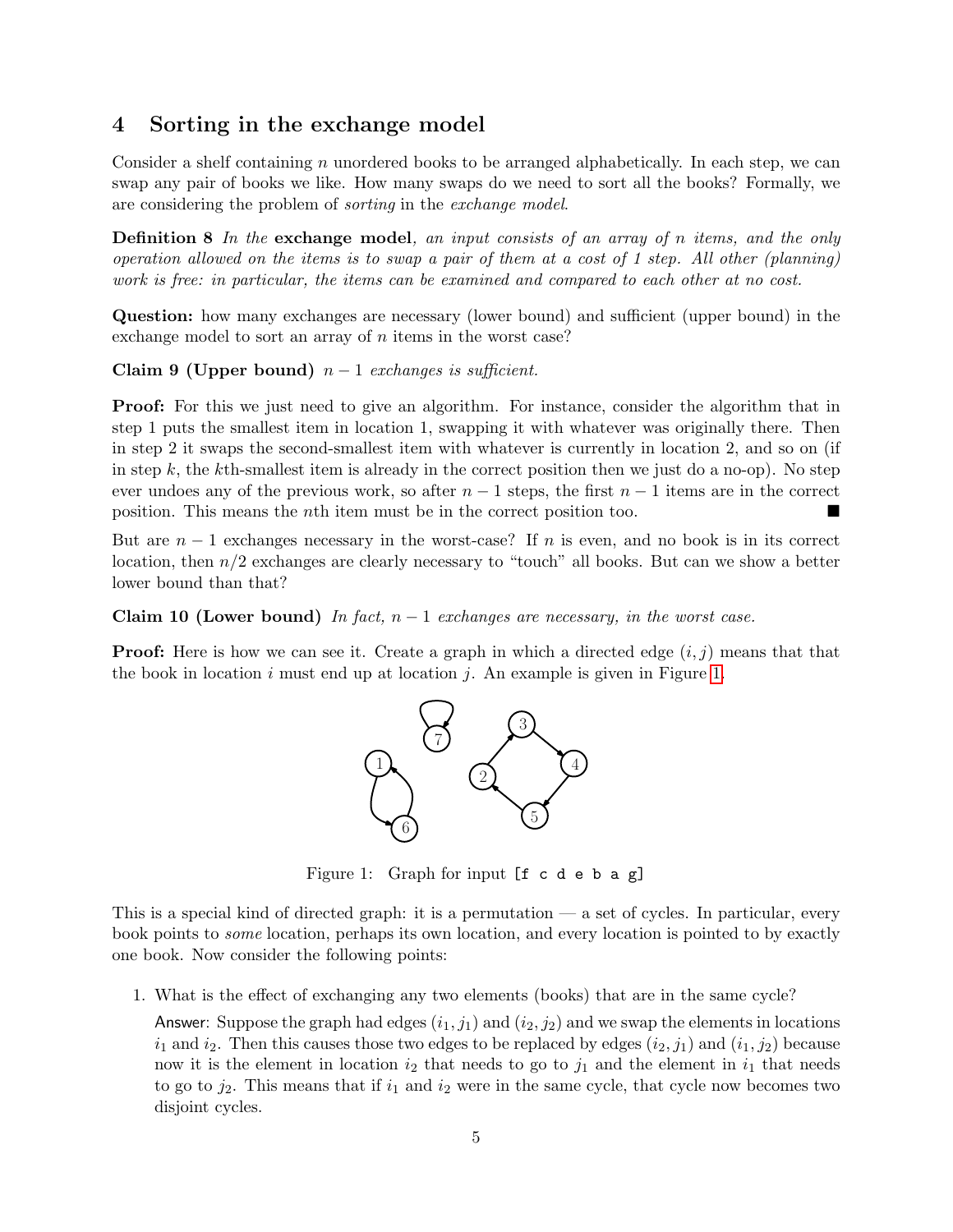## 4 Sorting in the exchange model

Consider a shelf containing $n$ unordered books to be arranged alphabetically. In each step, we can swap any pair of books we like. How many swaps do we need to sort all the books? Formally, we are considering the problem of *sorting* in the *exchange model*.

**Definition 8** *In the* **exchange model***, an input consists of an array of $n$ items, and the only operation allowed on the items is to swap a pair of them at a cost of 1 step. All other (planning) work is free: in particular, the items can be examined and compared to each other at no cost.*

**Question:** how many exchanges are necessary (lower bound) and sufficient (upper bound) in the exchange model to sort an array of $n$ items in the worst case?

**Claim 9 (Upper bound)** *$n - 1$ exchanges is sufficient.*

**Proof:** For this we just need to give an algorithm. For instance, consider the algorithm that in step 1 puts the smallest item in location 1, swapping it with whatever was originally there. Then in step 2 it swaps the second-smallest item with whatever is currently in location 2, and so on (if in step $k$, the $k$th-smallest item is already in the correct position then we just do a no-op). No step ever undoes any of the previous work, so after $n - 1$ steps, the first $n - 1$ items are in the correct position. This means the $n$th item must be in the correct position too. ■

But are $n - 1$ exchanges necessary in the worst-case? If $n$ is even, and no book is in its correct location, then $n/2$ exchanges are clearly necessary to "touch" all books. But can we show a better lower bound than that?

**Claim 10 (Lower bound)** *In fact, $n - 1$ exchanges are necessary, in the worst case.*

**Proof:** Here is how we can see it. Create a graph in which a directed edge $(i, j)$ means that that the book in location $i$ must end up at location $j$. An example is given in Figure 1.

Figure 1: Graph for input `[f c d e b a g]`

This is a special kind of directed graph: it is a permutation — a set of cycles. In particular, every book points to *some* location, perhaps its own location, and every location is pointed to by exactly one book. Now consider the following points:

1. What is the effect of exchanging any two elements (books) that are in the same cycle?

   Answer: Suppose the graph had edges $(i_1, j_1)$ and $(i_2, j_2)$ and we swap the elements in locations $i_1$ and $i_2$. Then this causes those two edges to be replaced by edges $(i_2, j_1)$ and $(i_1, j_2)$ because now it is the element in location $i_2$ that needs to go to $j_1$ and the element in $i_1$ that needs to go to $j_2$. This means that if $i_1$ and $i_2$ were in the same cycle, that cycle now becomes two disjoint cycles.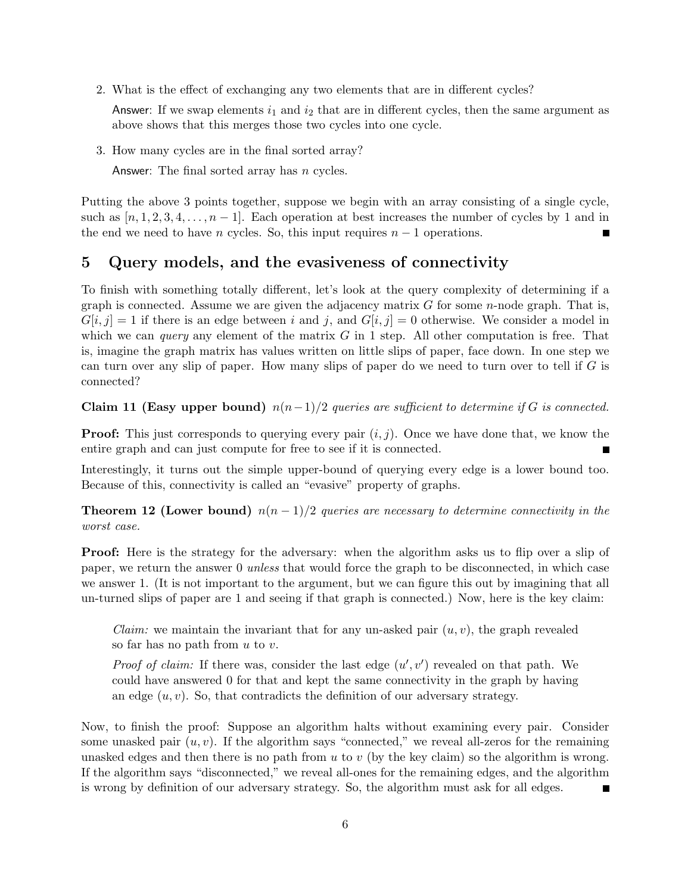2. What is the effect of exchanging any two elements that are in different cycles?

   Answer: If we swap elements $i_1$ and $i_2$ that are in different cycles, then the same argument as above shows that this merges those two cycles into one cycle.

3. How many cycles are in the final sorted array?

   Answer: The final sorted array has $n$ cycles.

Putting the above 3 points together, suppose we begin with an array consisting of a single cycle, such as $[n, 1, 2, 3, 4, \ldots, n-1]$. Each operation at best increases the number of cycles by 1 and in the end we need to have $n$ cycles. So, this input requires $n-1$ operations. ■

## 5 Query models, and the evasiveness of connectivity

To finish with something totally different, let's look at the query complexity of determining if a graph is connected. Assume we are given the adjacency matrix $G$ for some $n$-node graph. That is, $G[i, j] = 1$ if there is an edge between $i$ and $j$, and $G[i, j] = 0$ otherwise. We consider a model in which we can *query* any element of the matrix $G$ in 1 step. All other computation is free. That is, imagine the graph matrix has values written on little slips of paper, face down. In one step we can turn over any slip of paper. How many slips of paper do we need to turn over to tell if $G$ is connected?

**Claim 11 (Easy upper bound)** *$n(n-1)/2$ queries are sufficient to determine if $G$ is connected.*

**Proof:** This just corresponds to querying every pair $(i, j)$. Once we have done that, we know the entire graph and can just compute for free to see if it is connected. ■

Interestingly, it turns out the simple upper-bound of querying every edge is a lower bound too. Because of this, connectivity is called an "evasive" property of graphs.

**Theorem 12 (Lower bound)** *$n(n-1)/2$ queries are necessary to determine connectivity in the worst case.*

**Proof:** Here is the strategy for the adversary: when the algorithm asks us to flip over a slip of paper, we return the answer 0 *unless* that would force the graph to be disconnected, in which case we answer 1. (It is not important to the argument, but we can figure this out by imagining that all un-turned slips of paper are 1 and seeing if that graph is connected.) Now, here is the key claim:

> *Claim:* we maintain the invariant that for any un-asked pair $(u, v)$, the graph revealed so far has no path from $u$ to $v$.
>
> *Proof of claim:* If there was, consider the last edge $(u', v')$ revealed on that path. We could have answered 0 for that and kept the same connectivity in the graph by having an edge $(u, v)$. So, that contradicts the definition of our adversary strategy.

Now, to finish the proof: Suppose an algorithm halts without examining every pair. Consider some unasked pair $(u, v)$. If the algorithm says "connected," we reveal all-zeros for the remaining unasked edges and then there is no path from $u$ to $v$ (by the key claim) so the algorithm is wrong. If the algorithm says "disconnected," we reveal all-ones for the remaining edges, and the algorithm is wrong by definition of our adversary strategy. So, the algorithm must ask for all edges. ■